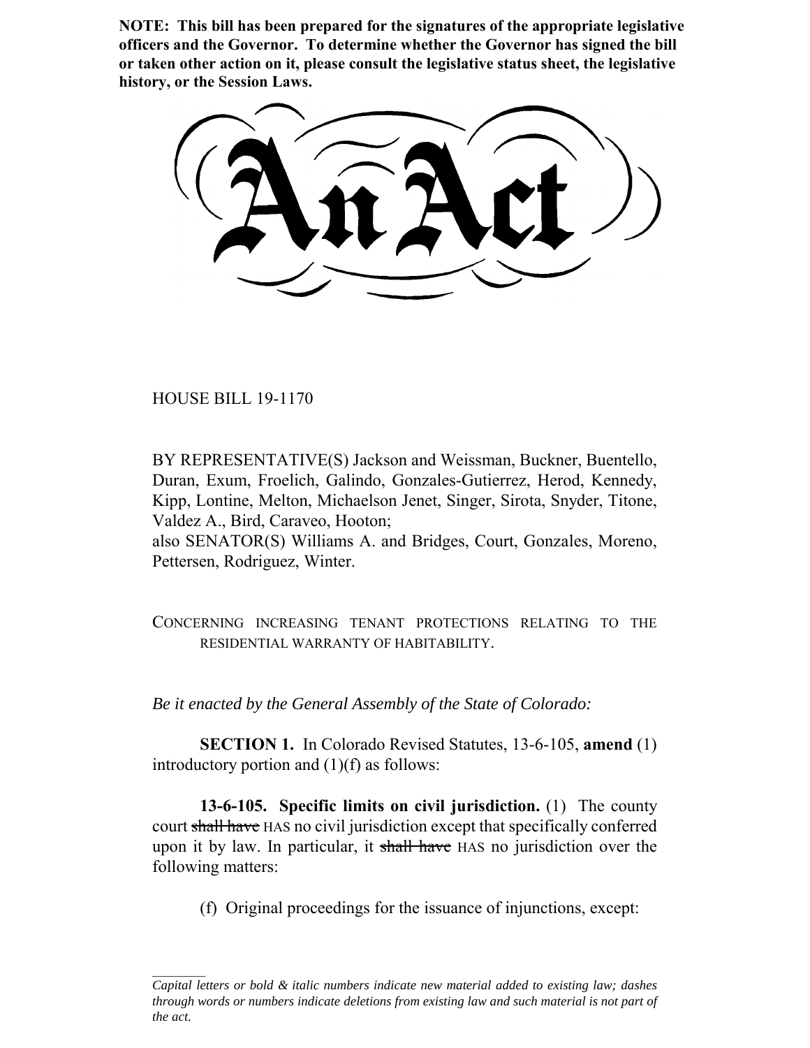**NOTE: This bill has been prepared for the signatures of the appropriate legislative officers and the Governor. To determine whether the Governor has signed the bill or taken other action on it, please consult the legislative status sheet, the legislative history, or the Session Laws.**

# An Act

HOUSE BILL 19-1170

BY REPRESENTATIVE(S) Jackson and Weissman, Buckner, Buentello, Duran, Exum, Froelich, Galindo, Gonzales-Gutierrez, Herod, Kennedy, Kipp, Lontine, Melton, Michaelson Jenet, Singer, Sirota, Snyder, Titone, Valdez A., Bird, Caraveo, Hooton;
also SENATOR(S) Williams A. and Bridges, Court, Gonzales, Moreno, Pettersen, Rodriguez, Winter.

CONCERNING INCREASING TENANT PROTECTIONS RELATING TO THE RESIDENTIAL WARRANTY OF HABITABILITY.

*Be it enacted by the General Assembly of the State of Colorado:*

**SECTION 1.** In Colorado Revised Statutes, 13-6-105, **amend** (1) introductory portion and (1)(f) as follows:

**13-6-105. Specific limits on civil jurisdiction.** (1) The county court ~~shall have~~ HAS no civil jurisdiction except that specifically conferred upon it by law. In particular, it ~~shall have~~ HAS no jurisdiction over the following matters:

(f) Original proceedings for the issuance of injunctions, except:

---

*Capital letters or bold & italic numbers indicate new material added to existing law; dashes through words or numbers indicate deletions from existing law and such material is not part of the act.*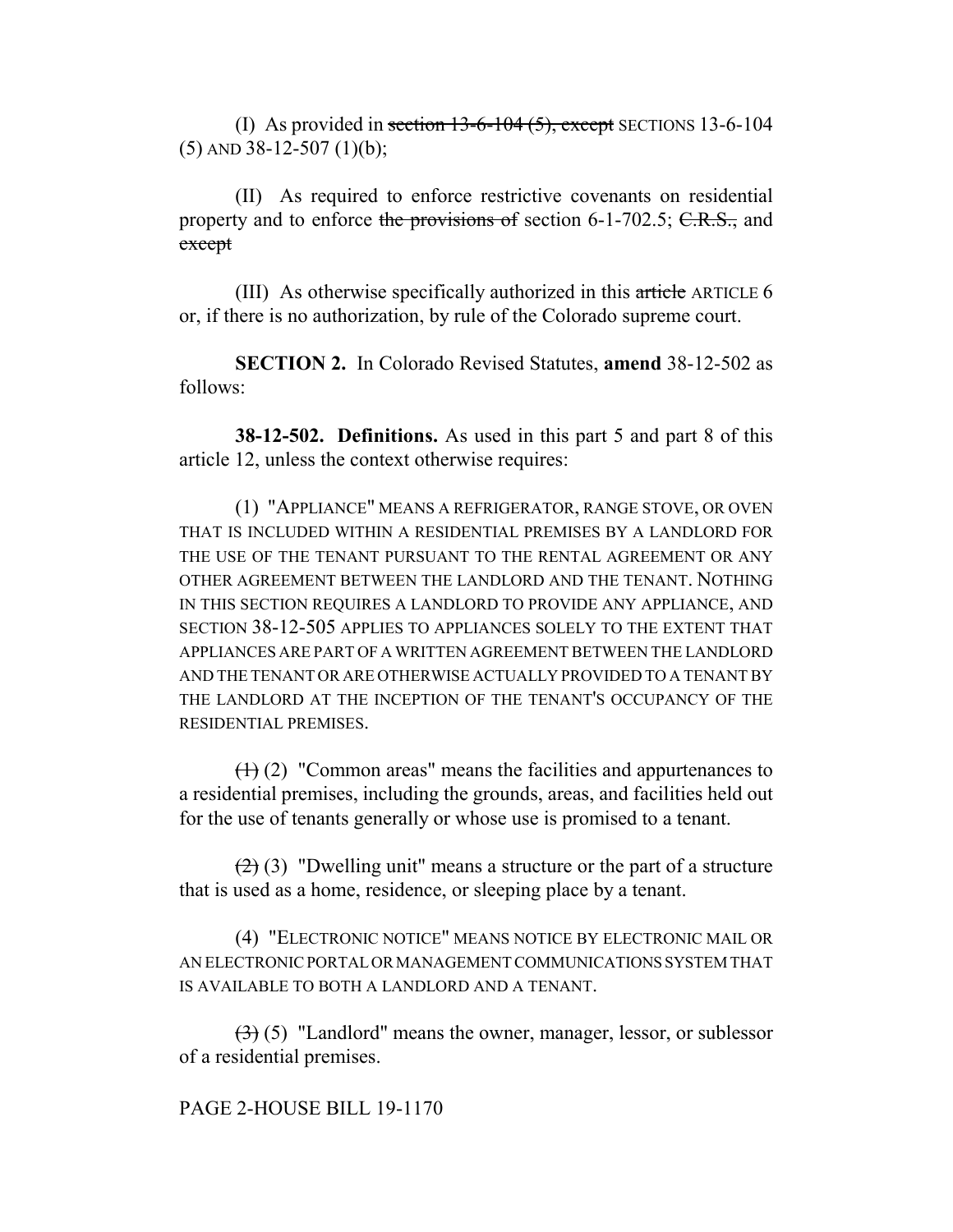(I) As provided in ~~section 13-6-104 (5), except~~ SECTIONS 13-6-104 (5) AND 38-12-507 (1)(b);

(II) As required to enforce restrictive covenants on residential property and to enforce ~~the provisions of~~ section 6-1-702.5; ~~C.R.S.,~~ and ~~except~~

(III) As otherwise specifically authorized in this ~~article~~ ARTICLE 6 or, if there is no authorization, by rule of the Colorado supreme court.

**SECTION 2.** In Colorado Revised Statutes, **amend** 38-12-502 as follows:

**38-12-502. Definitions.** As used in this part 5 and part 8 of this article 12, unless the context otherwise requires:

(1) "APPLIANCE" MEANS A REFRIGERATOR, RANGE STOVE, OR OVEN THAT IS INCLUDED WITHIN A RESIDENTIAL PREMISES BY A LANDLORD FOR THE USE OF THE TENANT PURSUANT TO THE RENTAL AGREEMENT OR ANY OTHER AGREEMENT BETWEEN THE LANDLORD AND THE TENANT. NOTHING IN THIS SECTION REQUIRES A LANDLORD TO PROVIDE ANY APPLIANCE, AND SECTION 38-12-505 APPLIES TO APPLIANCES SOLELY TO THE EXTENT THAT APPLIANCES ARE PART OF A WRITTEN AGREEMENT BETWEEN THE LANDLORD AND THE TENANT OR ARE OTHERWISE ACTUALLY PROVIDED TO A TENANT BY THE LANDLORD AT THE INCEPTION OF THE TENANT'S OCCUPANCY OF THE RESIDENTIAL PREMISES.

~~(1)~~ (2) "Common areas" means the facilities and appurtenances to a residential premises, including the grounds, areas, and facilities held out for the use of tenants generally or whose use is promised to a tenant.

~~(2)~~ (3) "Dwelling unit" means a structure or the part of a structure that is used as a home, residence, or sleeping place by a tenant.

(4) "ELECTRONIC NOTICE" MEANS NOTICE BY ELECTRONIC MAIL OR AN ELECTRONIC PORTAL OR MANAGEMENT COMMUNICATIONS SYSTEM THAT IS AVAILABLE TO BOTH A LANDLORD AND A TENANT.

~~(3)~~ (5) "Landlord" means the owner, manager, lessor, or sublessor of a residential premises.

PAGE 2-HOUSE BILL 19-1170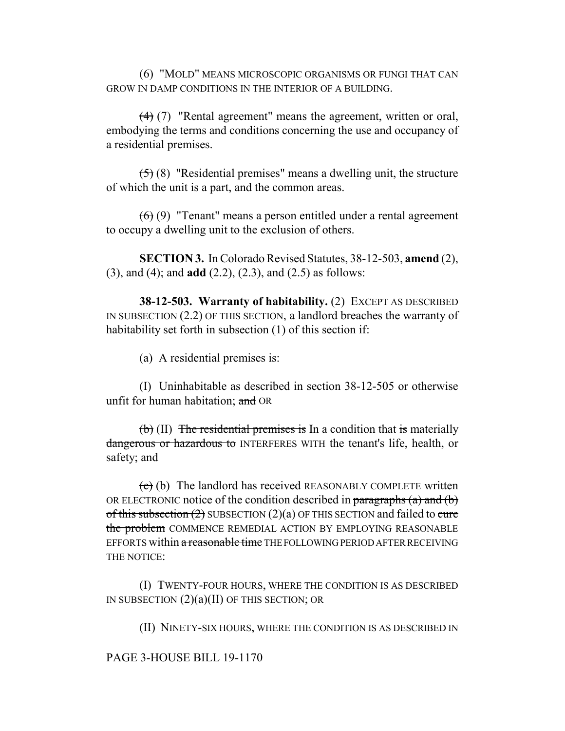(6) "MOLD" MEANS MICROSCOPIC ORGANISMS OR FUNGI THAT CAN GROW IN DAMP CONDITIONS IN THE INTERIOR OF A BUILDING.

~~(4)~~ (7) "Rental agreement" means the agreement, written or oral, embodying the terms and conditions concerning the use and occupancy of a residential premises.

~~(5)~~ (8) "Residential premises" means a dwelling unit, the structure of which the unit is a part, and the common areas.

~~(6)~~ (9) "Tenant" means a person entitled under a rental agreement to occupy a dwelling unit to the exclusion of others.

**SECTION 3.** In Colorado Revised Statutes, 38-12-503, **amend** (2), (3), and (4); and **add** (2.2), (2.3), and (2.5) as follows:

**38-12-503. Warranty of habitability.** (2) EXCEPT AS DESCRIBED IN SUBSECTION (2.2) OF THIS SECTION, a landlord breaches the warranty of habitability set forth in subsection (1) of this section if:

(a) A residential premises is:

(I) Uninhabitable as described in section 38-12-505 or otherwise unfit for human habitation; ~~and~~ OR

~~(b)~~ (II) ~~The residential premises is~~ In a condition that ~~is~~ materially ~~dangerous or hazardous to~~ INTERFERES WITH the tenant's life, health, or safety; and

~~(c)~~ (b) The landlord has received REASONABLY COMPLETE written OR ELECTRONIC notice of the condition described in ~~paragraphs (a) and (b) of this subsection (2)~~ SUBSECTION (2)(a) OF THIS SECTION and failed to ~~cure the problem~~ COMMENCE REMEDIAL ACTION BY EMPLOYING REASONABLE EFFORTS within ~~a reasonable time~~ THE FOLLOWING PERIOD AFTER RECEIVING THE NOTICE:

(I) TWENTY-FOUR HOURS, WHERE THE CONDITION IS AS DESCRIBED IN SUBSECTION (2)(a)(II) OF THIS SECTION; OR

(II) NINETY-SIX HOURS, WHERE THE CONDITION IS AS DESCRIBED IN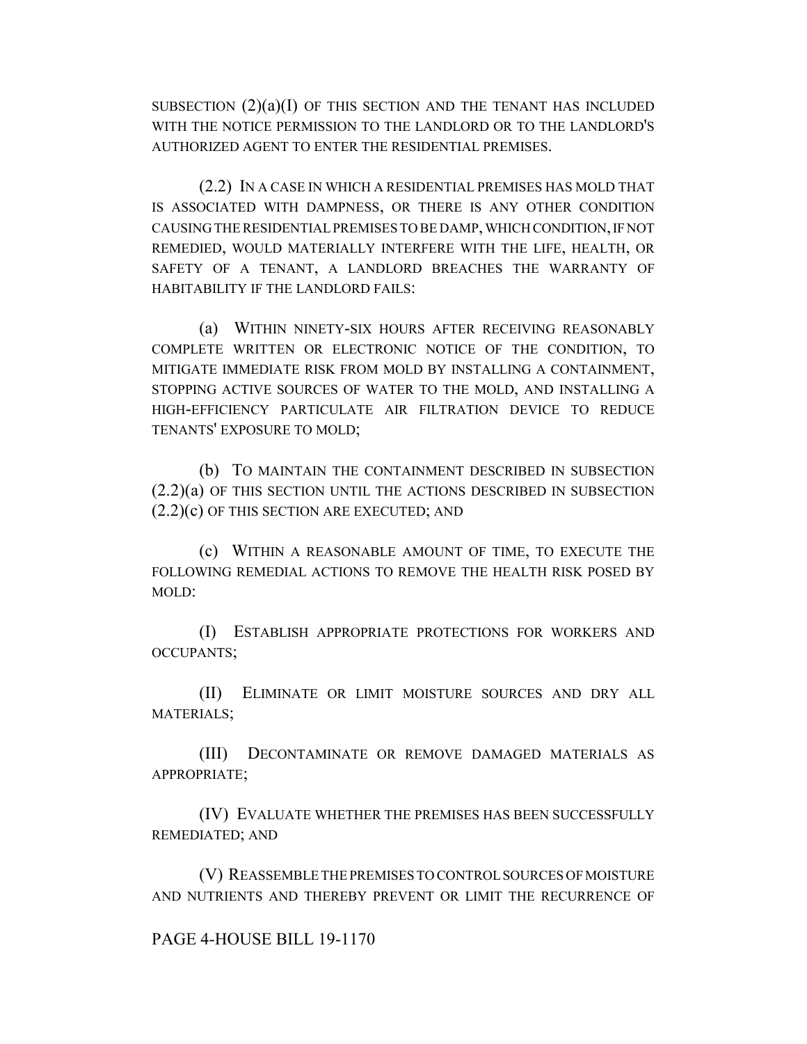SUBSECTION (2)(a)(I) OF THIS SECTION AND THE TENANT HAS INCLUDED WITH THE NOTICE PERMISSION TO THE LANDLORD OR TO THE LANDLORD'S AUTHORIZED AGENT TO ENTER THE RESIDENTIAL PREMISES.

(2.2) IN A CASE IN WHICH A RESIDENTIAL PREMISES HAS MOLD THAT IS ASSOCIATED WITH DAMPNESS, OR THERE IS ANY OTHER CONDITION CAUSING THE RESIDENTIAL PREMISES TO BE DAMP, WHICH CONDITION, IF NOT REMEDIED, WOULD MATERIALLY INTERFERE WITH THE LIFE, HEALTH, OR SAFETY OF A TENANT, A LANDLORD BREACHES THE WARRANTY OF HABITABILITY IF THE LANDLORD FAILS:

(a) WITHIN NINETY-SIX HOURS AFTER RECEIVING REASONABLY COMPLETE WRITTEN OR ELECTRONIC NOTICE OF THE CONDITION, TO MITIGATE IMMEDIATE RISK FROM MOLD BY INSTALLING A CONTAINMENT, STOPPING ACTIVE SOURCES OF WATER TO THE MOLD, AND INSTALLING A HIGH-EFFICIENCY PARTICULATE AIR FILTRATION DEVICE TO REDUCE TENANTS' EXPOSURE TO MOLD;

(b) TO MAINTAIN THE CONTAINMENT DESCRIBED IN SUBSECTION (2.2)(a) OF THIS SECTION UNTIL THE ACTIONS DESCRIBED IN SUBSECTION (2.2)(c) OF THIS SECTION ARE EXECUTED; AND

(c) WITHIN A REASONABLE AMOUNT OF TIME, TO EXECUTE THE FOLLOWING REMEDIAL ACTIONS TO REMOVE THE HEALTH RISK POSED BY MOLD:

(I) ESTABLISH APPROPRIATE PROTECTIONS FOR WORKERS AND OCCUPANTS;

(II) ELIMINATE OR LIMIT MOISTURE SOURCES AND DRY ALL MATERIALS;

(III) DECONTAMINATE OR REMOVE DAMAGED MATERIALS AS APPROPRIATE;

(IV) EVALUATE WHETHER THE PREMISES HAS BEEN SUCCESSFULLY REMEDIATED; AND

(V) REASSEMBLE THE PREMISES TO CONTROL SOURCES OF MOISTURE AND NUTRIENTS AND THEREBY PREVENT OR LIMIT THE RECURRENCE OF

PAGE 4-HOUSE BILL 19-1170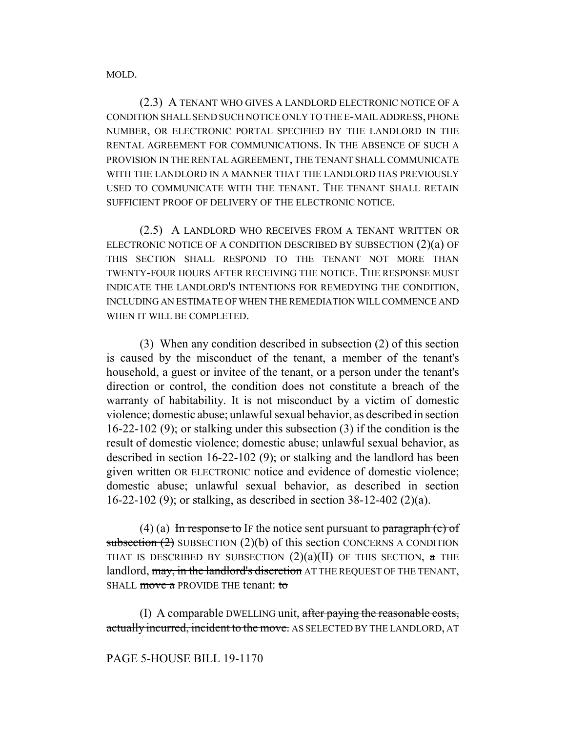MOLD.

(2.3) A TENANT WHO GIVES A LANDLORD ELECTRONIC NOTICE OF A CONDITION SHALL SEND SUCH NOTICE ONLY TO THE E-MAIL ADDRESS, PHONE NUMBER, OR ELECTRONIC PORTAL SPECIFIED BY THE LANDLORD IN THE RENTAL AGREEMENT FOR COMMUNICATIONS. IN THE ABSENCE OF SUCH A PROVISION IN THE RENTAL AGREEMENT, THE TENANT SHALL COMMUNICATE WITH THE LANDLORD IN A MANNER THAT THE LANDLORD HAS PREVIOUSLY USED TO COMMUNICATE WITH THE TENANT. THE TENANT SHALL RETAIN SUFFICIENT PROOF OF DELIVERY OF THE ELECTRONIC NOTICE.

(2.5) A LANDLORD WHO RECEIVES FROM A TENANT WRITTEN OR ELECTRONIC NOTICE OF A CONDITION DESCRIBED BY SUBSECTION (2)(a) OF THIS SECTION SHALL RESPOND TO THE TENANT NOT MORE THAN TWENTY-FOUR HOURS AFTER RECEIVING THE NOTICE. THE RESPONSE MUST INDICATE THE LANDLORD'S INTENTIONS FOR REMEDYING THE CONDITION, INCLUDING AN ESTIMATE OF WHEN THE REMEDIATION WILL COMMENCE AND WHEN IT WILL BE COMPLETED.

(3) When any condition described in subsection (2) of this section is caused by the misconduct of the tenant, a member of the tenant's household, a guest or invitee of the tenant, or a person under the tenant's direction or control, the condition does not constitute a breach of the warranty of habitability. It is not misconduct by a victim of domestic violence; domestic abuse; unlawful sexual behavior, as described in section 16-22-102 (9); or stalking under this subsection (3) if the condition is the result of domestic violence; domestic abuse; unlawful sexual behavior, as described in section 16-22-102 (9); or stalking and the landlord has been given written OR ELECTRONIC notice and evidence of domestic violence; domestic abuse; unlawful sexual behavior, as described in section 16-22-102 (9); or stalking, as described in section 38-12-402 (2)(a).

(4) (a) ~~In response to~~ IF the notice sent pursuant to ~~paragraph (c) of subsection (2)~~ SUBSECTION (2)(b) of this section CONCERNS A CONDITION THAT IS DESCRIBED BY SUBSECTION (2)(a)(II) OF THIS SECTION, ~~a~~ THE landlord, ~~may, in the landlord's discretion~~ AT THE REQUEST OF THE TENANT, SHALL ~~move a~~ PROVIDE THE tenant: ~~to~~

(I) A comparable DWELLING unit, ~~after paying the reasonable costs, actually incurred, incident to the move.~~ AS SELECTED BY THE LANDLORD, AT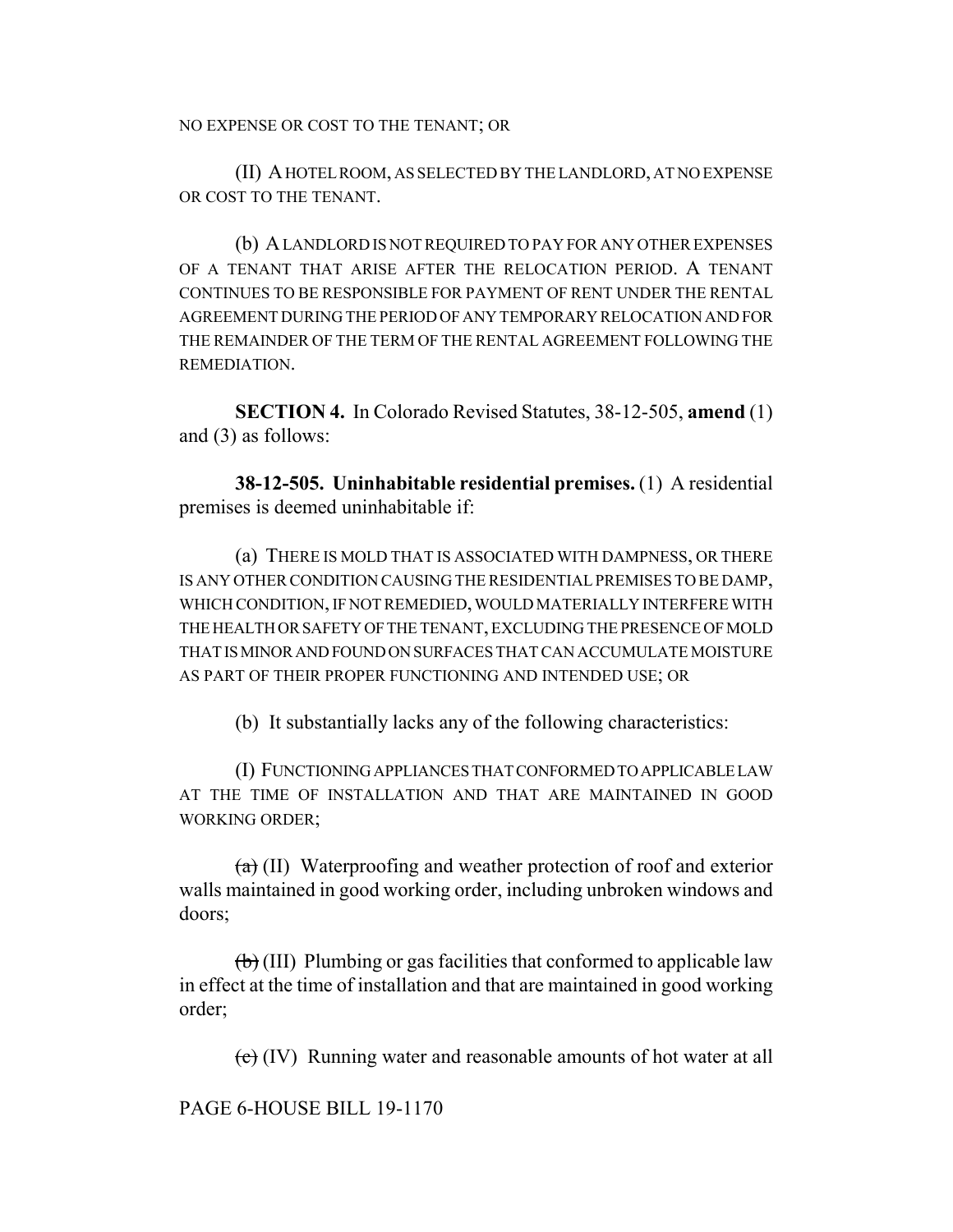NO EXPENSE OR COST TO THE TENANT; OR

(II) A HOTEL ROOM, AS SELECTED BY THE LANDLORD, AT NO EXPENSE OR COST TO THE TENANT.

(b) A LANDLORD IS NOT REQUIRED TO PAY FOR ANY OTHER EXPENSES OF A TENANT THAT ARISE AFTER THE RELOCATION PERIOD. A TENANT CONTINUES TO BE RESPONSIBLE FOR PAYMENT OF RENT UNDER THE RENTAL AGREEMENT DURING THE PERIOD OF ANY TEMPORARY RELOCATION AND FOR THE REMAINDER OF THE TERM OF THE RENTAL AGREEMENT FOLLOWING THE REMEDIATION.

**SECTION 4.** In Colorado Revised Statutes, 38-12-505, **amend** (1) and (3) as follows:

**38-12-505. Uninhabitable residential premises.** (1) A residential premises is deemed uninhabitable if:

(a) THERE IS MOLD THAT IS ASSOCIATED WITH DAMPNESS, OR THERE IS ANY OTHER CONDITION CAUSING THE RESIDENTIAL PREMISES TO BE DAMP, WHICH CONDITION, IF NOT REMEDIED, WOULD MATERIALLY INTERFERE WITH THE HEALTH OR SAFETY OF THE TENANT, EXCLUDING THE PRESENCE OF MOLD THAT IS MINOR AND FOUND ON SURFACES THAT CAN ACCUMULATE MOISTURE AS PART OF THEIR PROPER FUNCTIONING AND INTENDED USE; OR

(b) It substantially lacks any of the following characteristics:

(I) FUNCTIONING APPLIANCES THAT CONFORMED TO APPLICABLE LAW AT THE TIME OF INSTALLATION AND THAT ARE MAINTAINED IN GOOD WORKING ORDER;

~~(a)~~ (II) Waterproofing and weather protection of roof and exterior walls maintained in good working order, including unbroken windows and doors;

~~(b)~~ (III) Plumbing or gas facilities that conformed to applicable law in effect at the time of installation and that are maintained in good working order;

~~(c)~~ (IV) Running water and reasonable amounts of hot water at all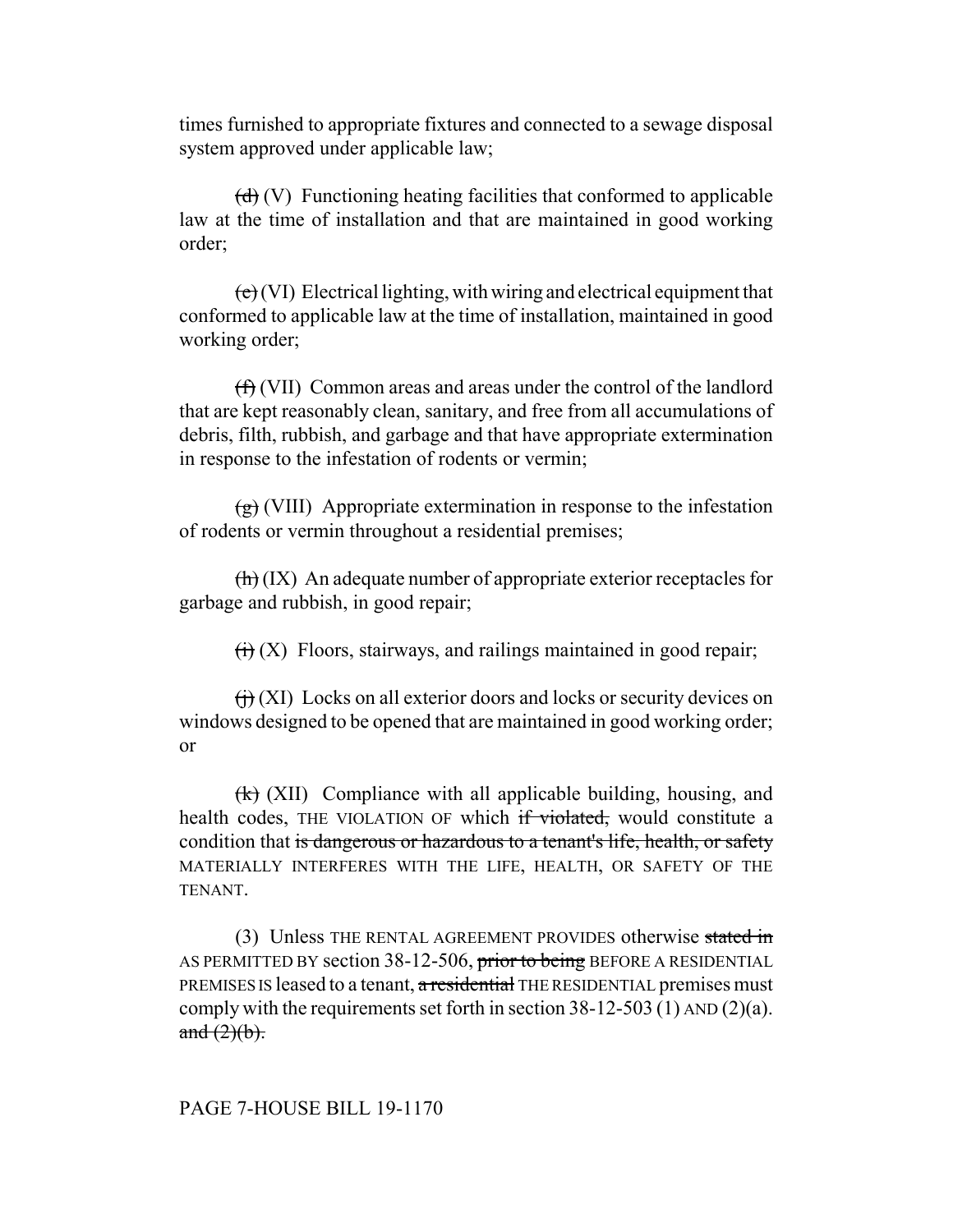times furnished to appropriate fixtures and connected to a sewage disposal system approved under applicable law;

~~(d)~~ (V) Functioning heating facilities that conformed to applicable law at the time of installation and that are maintained in good working order;

~~(e)~~ (VI) Electrical lighting, with wiring and electrical equipment that conformed to applicable law at the time of installation, maintained in good working order;

~~(f)~~ (VII) Common areas and areas under the control of the landlord that are kept reasonably clean, sanitary, and free from all accumulations of debris, filth, rubbish, and garbage and that have appropriate extermination in response to the infestation of rodents or vermin;

~~(g)~~ (VIII) Appropriate extermination in response to the infestation of rodents or vermin throughout a residential premises;

~~(h)~~ (IX) An adequate number of appropriate exterior receptacles for garbage and rubbish, in good repair;

~~(i)~~ (X) Floors, stairways, and railings maintained in good repair;

~~(j)~~ (XI) Locks on all exterior doors and locks or security devices on windows designed to be opened that are maintained in good working order; or

~~(k)~~ (XII) Compliance with all applicable building, housing, and health codes, THE VIOLATION OF which ~~if violated,~~ would constitute a condition that ~~is dangerous or hazardous to a tenant's life, health, or safety~~ MATERIALLY INTERFERES WITH THE LIFE, HEALTH, OR SAFETY OF THE TENANT.

(3) Unless THE RENTAL AGREEMENT PROVIDES otherwise ~~stated in~~ AS PERMITTED BY section 38-12-506, ~~prior to being~~ BEFORE A RESIDENTIAL PREMISES IS leased to a tenant, ~~a residential~~ THE RESIDENTIAL premises must comply with the requirements set forth in section 38-12-503 (1) AND (2)(a). ~~and (2)(b).~~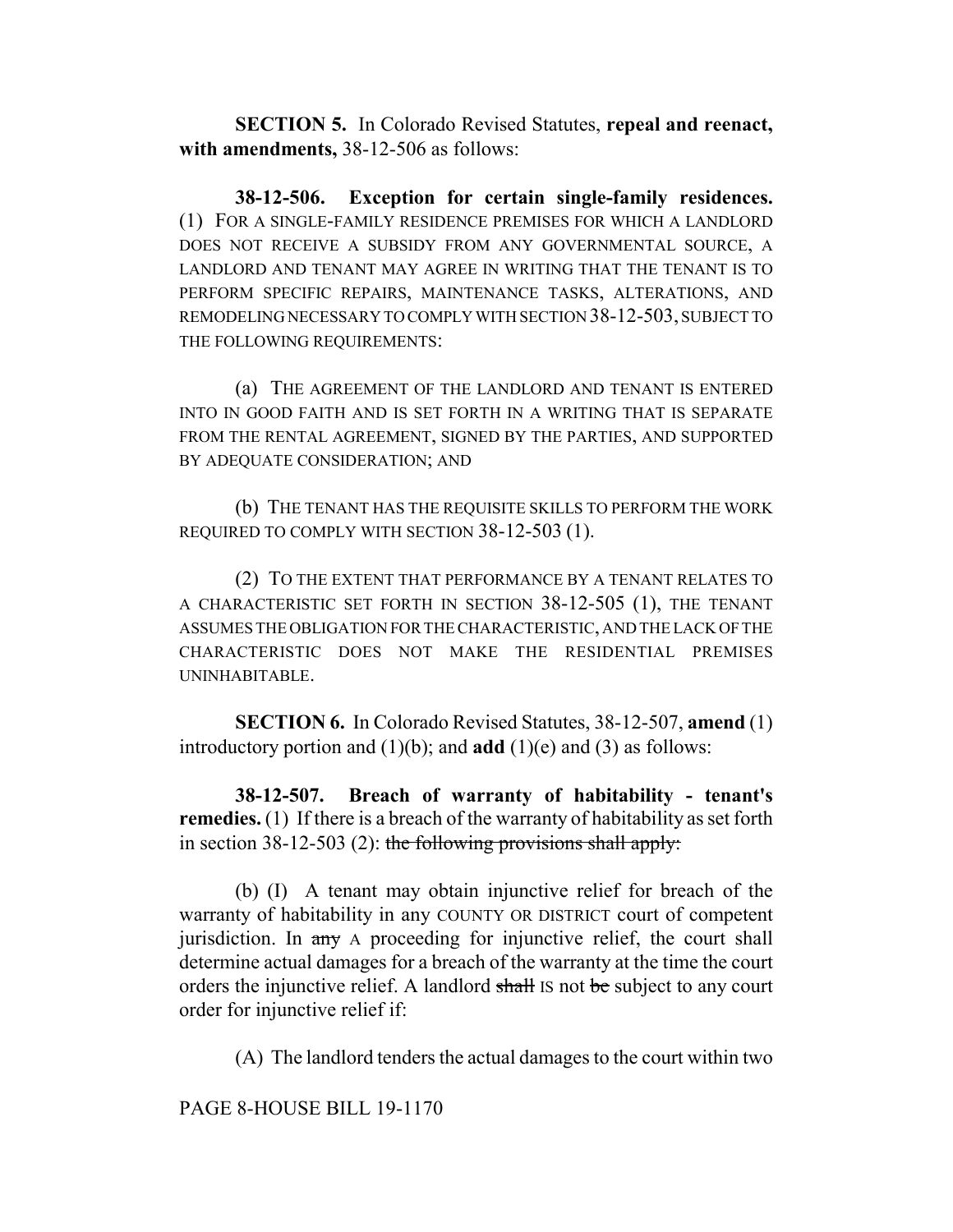**SECTION 5.** In Colorado Revised Statutes, **repeal and reenact, with amendments,** 38-12-506 as follows:

**38-12-506. Exception for certain single-family residences.** (1) FOR A SINGLE-FAMILY RESIDENCE PREMISES FOR WHICH A LANDLORD DOES NOT RECEIVE A SUBSIDY FROM ANY GOVERNMENTAL SOURCE, A LANDLORD AND TENANT MAY AGREE IN WRITING THAT THE TENANT IS TO PERFORM SPECIFIC REPAIRS, MAINTENANCE TASKS, ALTERATIONS, AND REMODELING NECESSARY TO COMPLY WITH SECTION 38-12-503, SUBJECT TO THE FOLLOWING REQUIREMENTS:

(a) THE AGREEMENT OF THE LANDLORD AND TENANT IS ENTERED INTO IN GOOD FAITH AND IS SET FORTH IN A WRITING THAT IS SEPARATE FROM THE RENTAL AGREEMENT, SIGNED BY THE PARTIES, AND SUPPORTED BY ADEQUATE CONSIDERATION; AND

(b) THE TENANT HAS THE REQUISITE SKILLS TO PERFORM THE WORK REQUIRED TO COMPLY WITH SECTION 38-12-503 (1).

(2) TO THE EXTENT THAT PERFORMANCE BY A TENANT RELATES TO A CHARACTERISTIC SET FORTH IN SECTION 38-12-505 (1), THE TENANT ASSUMES THE OBLIGATION FOR THE CHARACTERISTIC, AND THE LACK OF THE CHARACTERISTIC DOES NOT MAKE THE RESIDENTIAL PREMISES UNINHABITABLE.

**SECTION 6.** In Colorado Revised Statutes, 38-12-507, **amend** (1) introductory portion and (1)(b); and **add** (1)(e) and (3) as follows:

**38-12-507. Breach of warranty of habitability - tenant's remedies.** (1) If there is a breach of the warranty of habitability as set forth in section 38-12-503 (2): ~~the following provisions shall apply:~~

(b) (I) A tenant may obtain injunctive relief for breach of the warranty of habitability in any COUNTY OR DISTRICT court of competent jurisdiction. In ~~any~~ A proceeding for injunctive relief, the court shall determine actual damages for a breach of the warranty at the time the court orders the injunctive relief. A landlord ~~shall~~ IS not ~~be~~ subject to any court order for injunctive relief if:

(A) The landlord tenders the actual damages to the court within two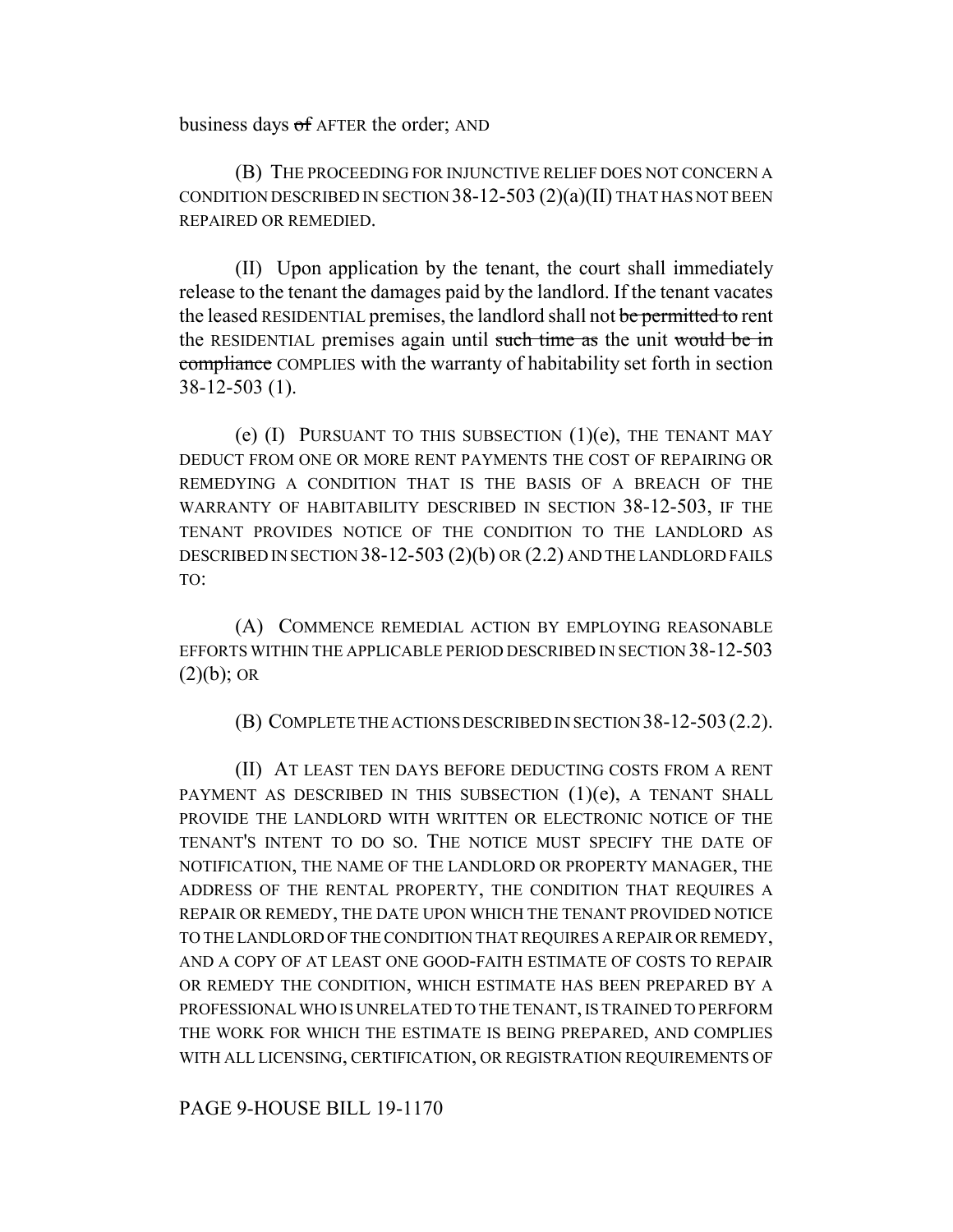business days ~~of~~ AFTER the order; AND

(B) THE PROCEEDING FOR INJUNCTIVE RELIEF DOES NOT CONCERN A CONDITION DESCRIBED IN SECTION 38-12-503 (2)(a)(II) THAT HAS NOT BEEN REPAIRED OR REMEDIED.

(II) Upon application by the tenant, the court shall immediately release to the tenant the damages paid by the landlord. If the tenant vacates the leased RESIDENTIAL premises, the landlord shall not ~~be permitted to~~ rent the RESIDENTIAL premises again until ~~such time as~~ the unit ~~would be in compliance~~ COMPLIES with the warranty of habitability set forth in section 38-12-503 (1).

(e) (I) PURSUANT TO THIS SUBSECTION (1)(e), THE TENANT MAY DEDUCT FROM ONE OR MORE RENT PAYMENTS THE COST OF REPAIRING OR REMEDYING A CONDITION THAT IS THE BASIS OF A BREACH OF THE WARRANTY OF HABITABILITY DESCRIBED IN SECTION 38-12-503, IF THE TENANT PROVIDES NOTICE OF THE CONDITION TO THE LANDLORD AS DESCRIBED IN SECTION 38-12-503 (2)(b) OR (2.2) AND THE LANDLORD FAILS TO:

(A) COMMENCE REMEDIAL ACTION BY EMPLOYING REASONABLE EFFORTS WITHIN THE APPLICABLE PERIOD DESCRIBED IN SECTION 38-12-503 (2)(b); OR

(B) COMPLETE THE ACTIONS DESCRIBED IN SECTION 38-12-503 (2.2).

(II) AT LEAST TEN DAYS BEFORE DEDUCTING COSTS FROM A RENT PAYMENT AS DESCRIBED IN THIS SUBSECTION (1)(e), A TENANT SHALL PROVIDE THE LANDLORD WITH WRITTEN OR ELECTRONIC NOTICE OF THE TENANT'S INTENT TO DO SO. THE NOTICE MUST SPECIFY THE DATE OF NOTIFICATION, THE NAME OF THE LANDLORD OR PROPERTY MANAGER, THE ADDRESS OF THE RENTAL PROPERTY, THE CONDITION THAT REQUIRES A REPAIR OR REMEDY, THE DATE UPON WHICH THE TENANT PROVIDED NOTICE TO THE LANDLORD OF THE CONDITION THAT REQUIRES A REPAIR OR REMEDY, AND A COPY OF AT LEAST ONE GOOD-FAITH ESTIMATE OF COSTS TO REPAIR OR REMEDY THE CONDITION, WHICH ESTIMATE HAS BEEN PREPARED BY A PROFESSIONAL WHO IS UNRELATED TO THE TENANT, IS TRAINED TO PERFORM THE WORK FOR WHICH THE ESTIMATE IS BEING PREPARED, AND COMPLIES WITH ALL LICENSING, CERTIFICATION, OR REGISTRATION REQUIREMENTS OF

PAGE 9-HOUSE BILL 19-1170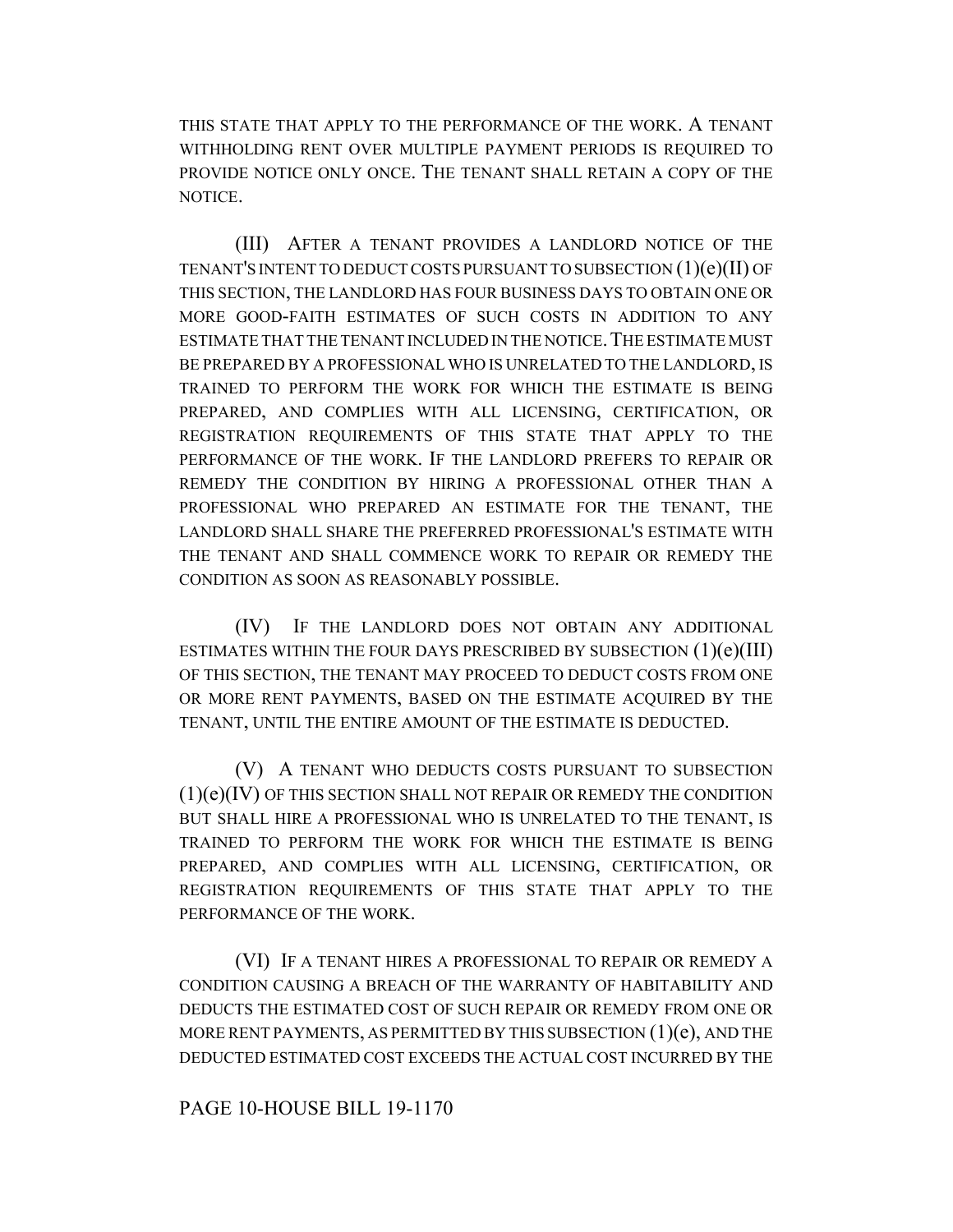THIS STATE THAT APPLY TO THE PERFORMANCE OF THE WORK. A TENANT WITHHOLDING RENT OVER MULTIPLE PAYMENT PERIODS IS REQUIRED TO PROVIDE NOTICE ONLY ONCE. THE TENANT SHALL RETAIN A COPY OF THE NOTICE.

(III) AFTER A TENANT PROVIDES A LANDLORD NOTICE OF THE TENANT'S INTENT TO DEDUCT COSTS PURSUANT TO SUBSECTION (1)(e)(II) OF THIS SECTION, THE LANDLORD HAS FOUR BUSINESS DAYS TO OBTAIN ONE OR MORE GOOD-FAITH ESTIMATES OF SUCH COSTS IN ADDITION TO ANY ESTIMATE THAT THE TENANT INCLUDED IN THE NOTICE. THE ESTIMATE MUST BE PREPARED BY A PROFESSIONAL WHO IS UNRELATED TO THE LANDLORD, IS TRAINED TO PERFORM THE WORK FOR WHICH THE ESTIMATE IS BEING PREPARED, AND COMPLIES WITH ALL LICENSING, CERTIFICATION, OR REGISTRATION REQUIREMENTS OF THIS STATE THAT APPLY TO THE PERFORMANCE OF THE WORK. IF THE LANDLORD PREFERS TO REPAIR OR REMEDY THE CONDITION BY HIRING A PROFESSIONAL OTHER THAN A PROFESSIONAL WHO PREPARED AN ESTIMATE FOR THE TENANT, THE LANDLORD SHALL SHARE THE PREFERRED PROFESSIONAL'S ESTIMATE WITH THE TENANT AND SHALL COMMENCE WORK TO REPAIR OR REMEDY THE CONDITION AS SOON AS REASONABLY POSSIBLE.

(IV) IF THE LANDLORD DOES NOT OBTAIN ANY ADDITIONAL ESTIMATES WITHIN THE FOUR DAYS PRESCRIBED BY SUBSECTION (1)(e)(III) OF THIS SECTION, THE TENANT MAY PROCEED TO DEDUCT COSTS FROM ONE OR MORE RENT PAYMENTS, BASED ON THE ESTIMATE ACQUIRED BY THE TENANT, UNTIL THE ENTIRE AMOUNT OF THE ESTIMATE IS DEDUCTED.

(V) A TENANT WHO DEDUCTS COSTS PURSUANT TO SUBSECTION (1)(e)(IV) OF THIS SECTION SHALL NOT REPAIR OR REMEDY THE CONDITION BUT SHALL HIRE A PROFESSIONAL WHO IS UNRELATED TO THE TENANT, IS TRAINED TO PERFORM THE WORK FOR WHICH THE ESTIMATE IS BEING PREPARED, AND COMPLIES WITH ALL LICENSING, CERTIFICATION, OR REGISTRATION REQUIREMENTS OF THIS STATE THAT APPLY TO THE PERFORMANCE OF THE WORK.

(VI) IF A TENANT HIRES A PROFESSIONAL TO REPAIR OR REMEDY A CONDITION CAUSING A BREACH OF THE WARRANTY OF HABITABILITY AND DEDUCTS THE ESTIMATED COST OF SUCH REPAIR OR REMEDY FROM ONE OR MORE RENT PAYMENTS, AS PERMITTED BY THIS SUBSECTION (1)(e), AND THE DEDUCTED ESTIMATED COST EXCEEDS THE ACTUAL COST INCURRED BY THE

PAGE 10-HOUSE BILL 19-1170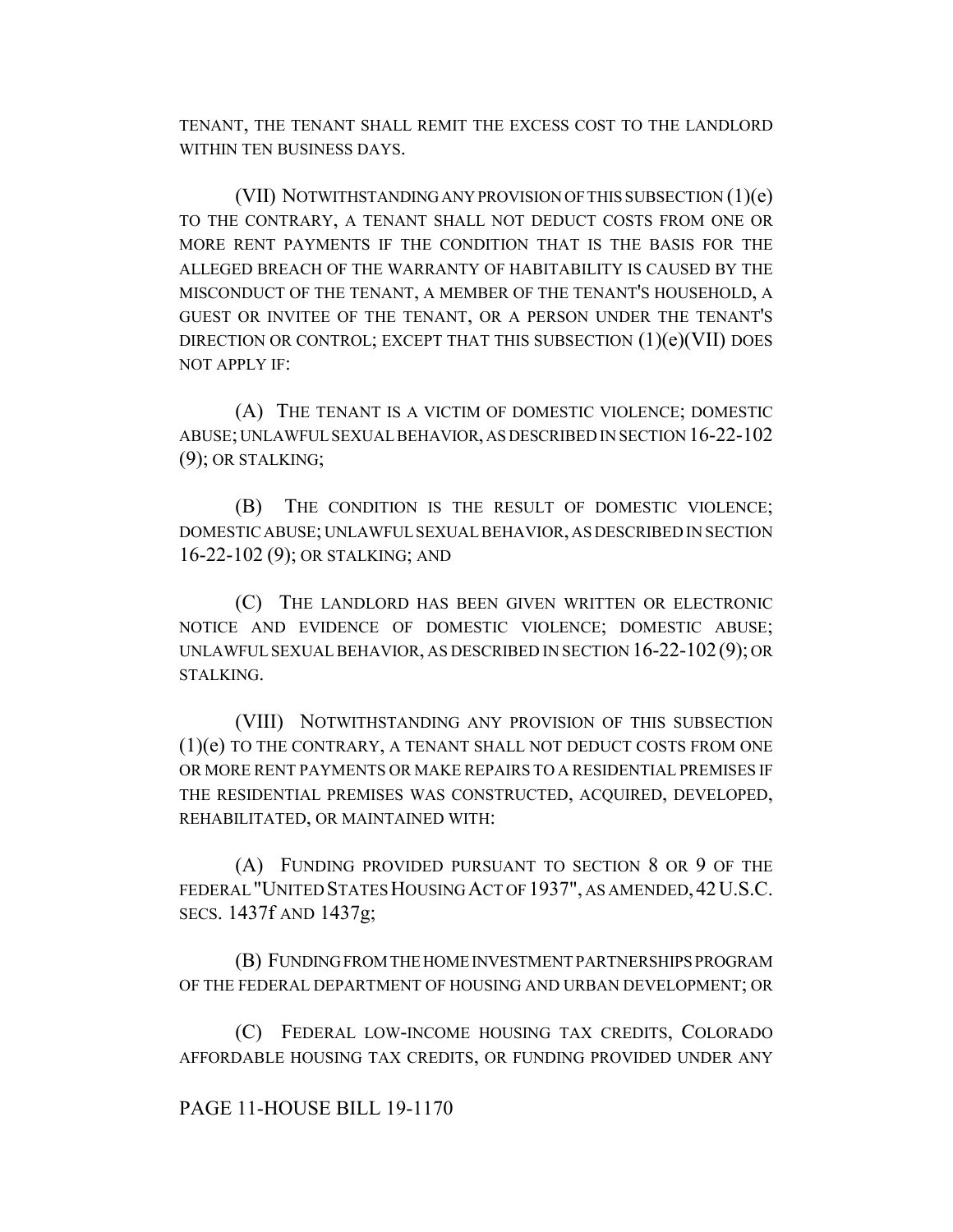TENANT, THE TENANT SHALL REMIT THE EXCESS COST TO THE LANDLORD WITHIN TEN BUSINESS DAYS.

(VII) NOTWITHSTANDING ANY PROVISION OF THIS SUBSECTION (1)(e) TO THE CONTRARY, A TENANT SHALL NOT DEDUCT COSTS FROM ONE OR MORE RENT PAYMENTS IF THE CONDITION THAT IS THE BASIS FOR THE ALLEGED BREACH OF THE WARRANTY OF HABITABILITY IS CAUSED BY THE MISCONDUCT OF THE TENANT, A MEMBER OF THE TENANT'S HOUSEHOLD, A GUEST OR INVITEE OF THE TENANT, OR A PERSON UNDER THE TENANT'S DIRECTION OR CONTROL; EXCEPT THAT THIS SUBSECTION (1)(e)(VII) DOES NOT APPLY IF:

(A) THE TENANT IS A VICTIM OF DOMESTIC VIOLENCE; DOMESTIC ABUSE; UNLAWFUL SEXUAL BEHAVIOR, AS DESCRIBED IN SECTION 16-22-102 (9); OR STALKING;

(B) THE CONDITION IS THE RESULT OF DOMESTIC VIOLENCE; DOMESTIC ABUSE; UNLAWFUL SEXUAL BEHAVIOR, AS DESCRIBED IN SECTION 16-22-102 (9); OR STALKING; AND

(C) THE LANDLORD HAS BEEN GIVEN WRITTEN OR ELECTRONIC NOTICE AND EVIDENCE OF DOMESTIC VIOLENCE; DOMESTIC ABUSE; UNLAWFUL SEXUAL BEHAVIOR, AS DESCRIBED IN SECTION 16-22-102 (9); OR STALKING.

(VIII) NOTWITHSTANDING ANY PROVISION OF THIS SUBSECTION (1)(e) TO THE CONTRARY, A TENANT SHALL NOT DEDUCT COSTS FROM ONE OR MORE RENT PAYMENTS OR MAKE REPAIRS TO A RESIDENTIAL PREMISES IF THE RESIDENTIAL PREMISES WAS CONSTRUCTED, ACQUIRED, DEVELOPED, REHABILITATED, OR MAINTAINED WITH:

(A) FUNDING PROVIDED PURSUANT TO SECTION 8 OR 9 OF THE FEDERAL "UNITED STATES HOUSING ACT OF 1937", AS AMENDED, 42 U.S.C. SECS. 1437f AND 1437g;

(B) FUNDING FROM THE HOME INVESTMENT PARTNERSHIPS PROGRAM OF THE FEDERAL DEPARTMENT OF HOUSING AND URBAN DEVELOPMENT; OR

(C) FEDERAL LOW-INCOME HOUSING TAX CREDITS, COLORADO AFFORDABLE HOUSING TAX CREDITS, OR FUNDING PROVIDED UNDER ANY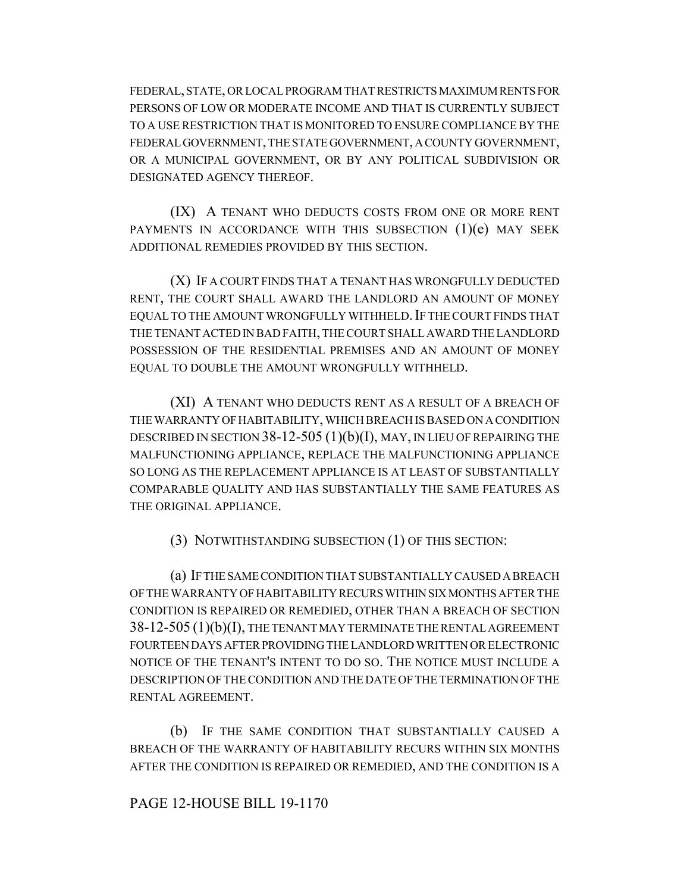FEDERAL, STATE, OR LOCAL PROGRAM THAT RESTRICTS MAXIMUM RENTS FOR PERSONS OF LOW OR MODERATE INCOME AND THAT IS CURRENTLY SUBJECT TO A USE RESTRICTION THAT IS MONITORED TO ENSURE COMPLIANCE BY THE FEDERAL GOVERNMENT, THE STATE GOVERNMENT, A COUNTY GOVERNMENT, OR A MUNICIPAL GOVERNMENT, OR BY ANY POLITICAL SUBDIVISION OR DESIGNATED AGENCY THEREOF.

(IX) A TENANT WHO DEDUCTS COSTS FROM ONE OR MORE RENT PAYMENTS IN ACCORDANCE WITH THIS SUBSECTION (1)(e) MAY SEEK ADDITIONAL REMEDIES PROVIDED BY THIS SECTION.

(X) IF A COURT FINDS THAT A TENANT HAS WRONGFULLY DEDUCTED RENT, THE COURT SHALL AWARD THE LANDLORD AN AMOUNT OF MONEY EQUAL TO THE AMOUNT WRONGFULLY WITHHELD. IF THE COURT FINDS THAT THE TENANT ACTED IN BAD FAITH, THE COURT SHALL AWARD THE LANDLORD POSSESSION OF THE RESIDENTIAL PREMISES AND AN AMOUNT OF MONEY EQUAL TO DOUBLE THE AMOUNT WRONGFULLY WITHHELD.

(XI) A TENANT WHO DEDUCTS RENT AS A RESULT OF A BREACH OF THE WARRANTY OF HABITABILITY, WHICH BREACH IS BASED ON A CONDITION DESCRIBED IN SECTION 38-12-505 (1)(b)(I), MAY, IN LIEU OF REPAIRING THE MALFUNCTIONING APPLIANCE, REPLACE THE MALFUNCTIONING APPLIANCE SO LONG AS THE REPLACEMENT APPLIANCE IS AT LEAST OF SUBSTANTIALLY COMPARABLE QUALITY AND HAS SUBSTANTIALLY THE SAME FEATURES AS THE ORIGINAL APPLIANCE.

(3) NOTWITHSTANDING SUBSECTION (1) OF THIS SECTION:

(a) IF THE SAME CONDITION THAT SUBSTANTIALLY CAUSED A BREACH OF THE WARRANTY OF HABITABILITY RECURS WITHIN SIX MONTHS AFTER THE CONDITION IS REPAIRED OR REMEDIED, OTHER THAN A BREACH OF SECTION 38-12-505 (1)(b)(I), THE TENANT MAY TERMINATE THE RENTAL AGREEMENT FOURTEEN DAYS AFTER PROVIDING THE LANDLORD WRITTEN OR ELECTRONIC NOTICE OF THE TENANT'S INTENT TO DO SO. THE NOTICE MUST INCLUDE A DESCRIPTION OF THE CONDITION AND THE DATE OF THE TERMINATION OF THE RENTAL AGREEMENT.

(b) IF THE SAME CONDITION THAT SUBSTANTIALLY CAUSED A BREACH OF THE WARRANTY OF HABITABILITY RECURS WITHIN SIX MONTHS AFTER THE CONDITION IS REPAIRED OR REMEDIED, AND THE CONDITION IS A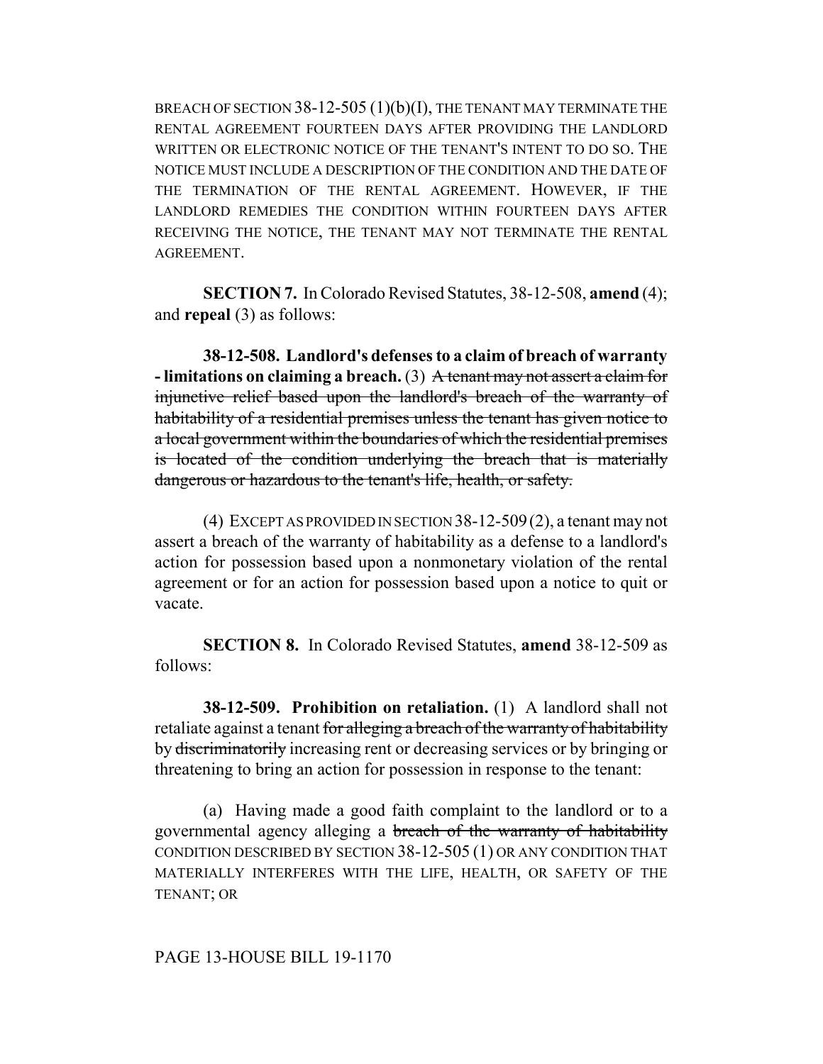BREACH OF SECTION 38-12-505 (1)(b)(I), THE TENANT MAY TERMINATE THE RENTAL AGREEMENT FOURTEEN DAYS AFTER PROVIDING THE LANDLORD WRITTEN OR ELECTRONIC NOTICE OF THE TENANT'S INTENT TO DO SO. THE NOTICE MUST INCLUDE A DESCRIPTION OF THE CONDITION AND THE DATE OF THE TERMINATION OF THE RENTAL AGREEMENT. HOWEVER, IF THE LANDLORD REMEDIES THE CONDITION WITHIN FOURTEEN DAYS AFTER RECEIVING THE NOTICE, THE TENANT MAY NOT TERMINATE THE RENTAL AGREEMENT.

**SECTION 7.** In Colorado Revised Statutes, 38-12-508, **amend** (4); and **repeal** (3) as follows:

**38-12-508. Landlord's defenses to a claim of breach of warranty - limitations on claiming a breach.** (3) ~~A tenant may not assert a claim for injunctive relief based upon the landlord's breach of the warranty of habitability of a residential premises unless the tenant has given notice to a local government within the boundaries of which the residential premises is located of the condition underlying the breach that is materially dangerous or hazardous to the tenant's life, health, or safety.~~

(4) EXCEPT AS PROVIDED IN SECTION 38-12-509 (2), a tenant may not assert a breach of the warranty of habitability as a defense to a landlord's action for possession based upon a nonmonetary violation of the rental agreement or for an action for possession based upon a notice to quit or vacate.

**SECTION 8.** In Colorado Revised Statutes, **amend** 38-12-509 as follows:

**38-12-509. Prohibition on retaliation.** (1) A landlord shall not retaliate against a tenant ~~for alleging a breach of the warranty of habitability~~ by ~~discriminatorily~~ increasing rent or decreasing services or by bringing or threatening to bring an action for possession in response to the tenant:

(a) Having made a good faith complaint to the landlord or to a governmental agency alleging a ~~breach of the warranty of habitability~~ CONDITION DESCRIBED BY SECTION 38-12-505 (1) OR ANY CONDITION THAT MATERIALLY INTERFERES WITH THE LIFE, HEALTH, OR SAFETY OF THE TENANT; OR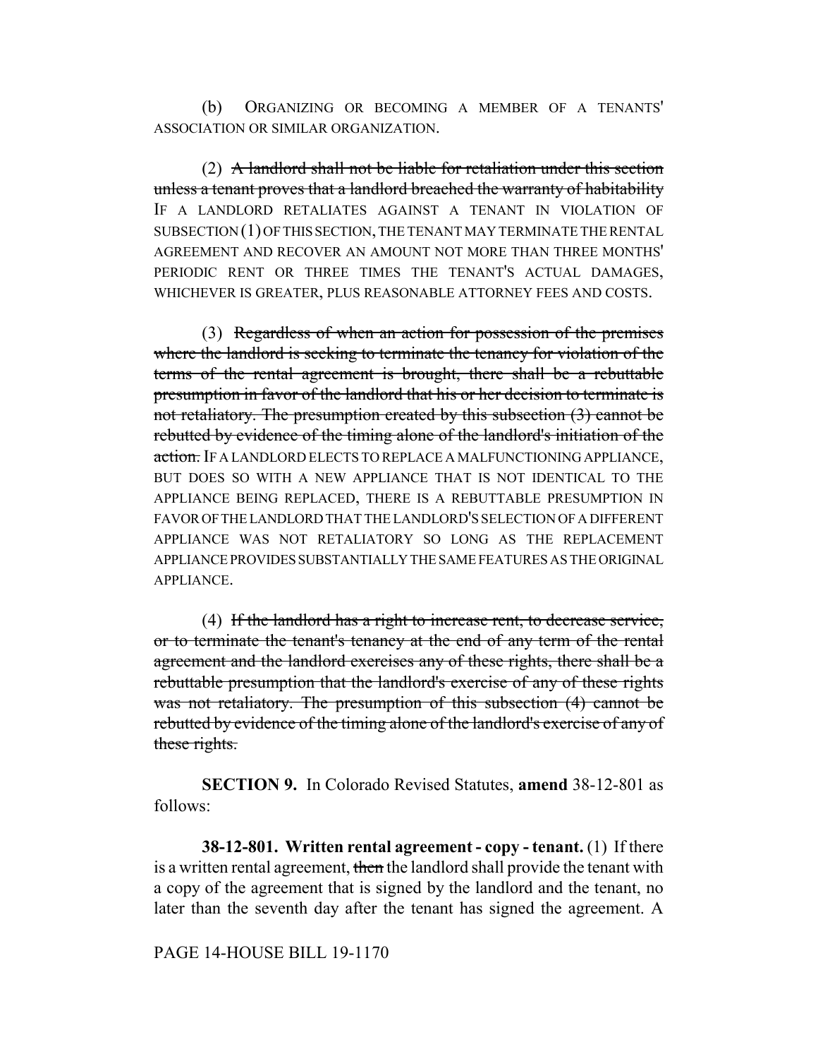(b) ORGANIZING OR BECOMING A MEMBER OF A TENANTS' ASSOCIATION OR SIMILAR ORGANIZATION.

(2) ~~A landlord shall not be liable for retaliation under this section unless a tenant proves that a landlord breached the warranty of habitability~~ IF A LANDLORD RETALIATES AGAINST A TENANT IN VIOLATION OF SUBSECTION (1) OF THIS SECTION, THE TENANT MAY TERMINATE THE RENTAL AGREEMENT AND RECOVER AN AMOUNT NOT MORE THAN THREE MONTHS' PERIODIC RENT OR THREE TIMES THE TENANT'S ACTUAL DAMAGES, WHICHEVER IS GREATER, PLUS REASONABLE ATTORNEY FEES AND COSTS.

(3) ~~Regardless of when an action for possession of the premises where the landlord is seeking to terminate the tenancy for violation of the terms of the rental agreement is brought, there shall be a rebuttable presumption in favor of the landlord that his or her decision to terminate is not retaliatory. The presumption created by this subsection (3) cannot be rebutted by evidence of the timing alone of the landlord's initiation of the action.~~ IF A LANDLORD ELECTS TO REPLACE A MALFUNCTIONING APPLIANCE, BUT DOES SO WITH A NEW APPLIANCE THAT IS NOT IDENTICAL TO THE APPLIANCE BEING REPLACED, THERE IS A REBUTTABLE PRESUMPTION IN FAVOR OF THE LANDLORD THAT THE LANDLORD'S SELECTION OF A DIFFERENT APPLIANCE WAS NOT RETALIATORY SO LONG AS THE REPLACEMENT APPLIANCE PROVIDES SUBSTANTIALLY THE SAME FEATURES AS THE ORIGINAL APPLIANCE.

(4) ~~If the landlord has a right to increase rent, to decrease service, or to terminate the tenant's tenancy at the end of any term of the rental agreement and the landlord exercises any of these rights, there shall be a rebuttable presumption that the landlord's exercise of any of these rights was not retaliatory. The presumption of this subsection (4) cannot be rebutted by evidence of the timing alone of the landlord's exercise of any of these rights.~~

**SECTION 9.** In Colorado Revised Statutes, **amend** 38-12-801 as follows:

**38-12-801. Written rental agreement - copy - tenant.** (1) If there is a written rental agreement, ~~then~~ the landlord shall provide the tenant with a copy of the agreement that is signed by the landlord and the tenant, no later than the seventh day after the tenant has signed the agreement. A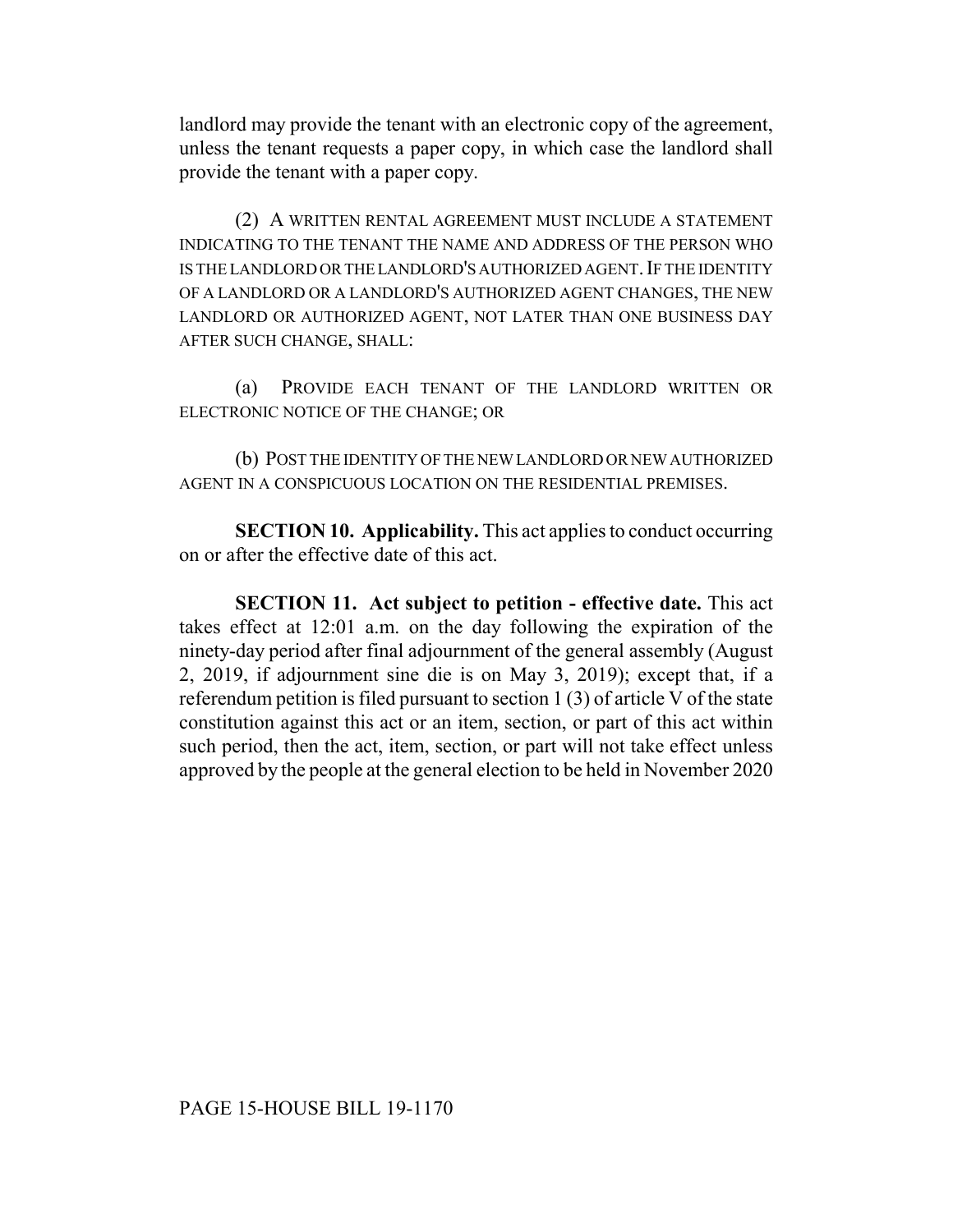landlord may provide the tenant with an electronic copy of the agreement, unless the tenant requests a paper copy, in which case the landlord shall provide the tenant with a paper copy.

(2) A WRITTEN RENTAL AGREEMENT MUST INCLUDE A STATEMENT INDICATING TO THE TENANT THE NAME AND ADDRESS OF THE PERSON WHO IS THE LANDLORD OR THE LANDLORD'S AUTHORIZED AGENT. IF THE IDENTITY OF A LANDLORD OR A LANDLORD'S AUTHORIZED AGENT CHANGES, THE NEW LANDLORD OR AUTHORIZED AGENT, NOT LATER THAN ONE BUSINESS DAY AFTER SUCH CHANGE, SHALL:

(a) PROVIDE EACH TENANT OF THE LANDLORD WRITTEN OR ELECTRONIC NOTICE OF THE CHANGE; OR

(b) POST THE IDENTITY OF THE NEW LANDLORD OR NEW AUTHORIZED AGENT IN A CONSPICUOUS LOCATION ON THE RESIDENTIAL PREMISES.

**SECTION 10. Applicability.** This act applies to conduct occurring on or after the effective date of this act.

**SECTION 11. Act subject to petition - effective date.** This act takes effect at 12:01 a.m. on the day following the expiration of the ninety-day period after final adjournment of the general assembly (August 2, 2019, if adjournment sine die is on May 3, 2019); except that, if a referendum petition is filed pursuant to section 1 (3) of article V of the state constitution against this act or an item, section, or part of this act within such period, then the act, item, section, or part will not take effect unless approved by the people at the general election to be held in November 2020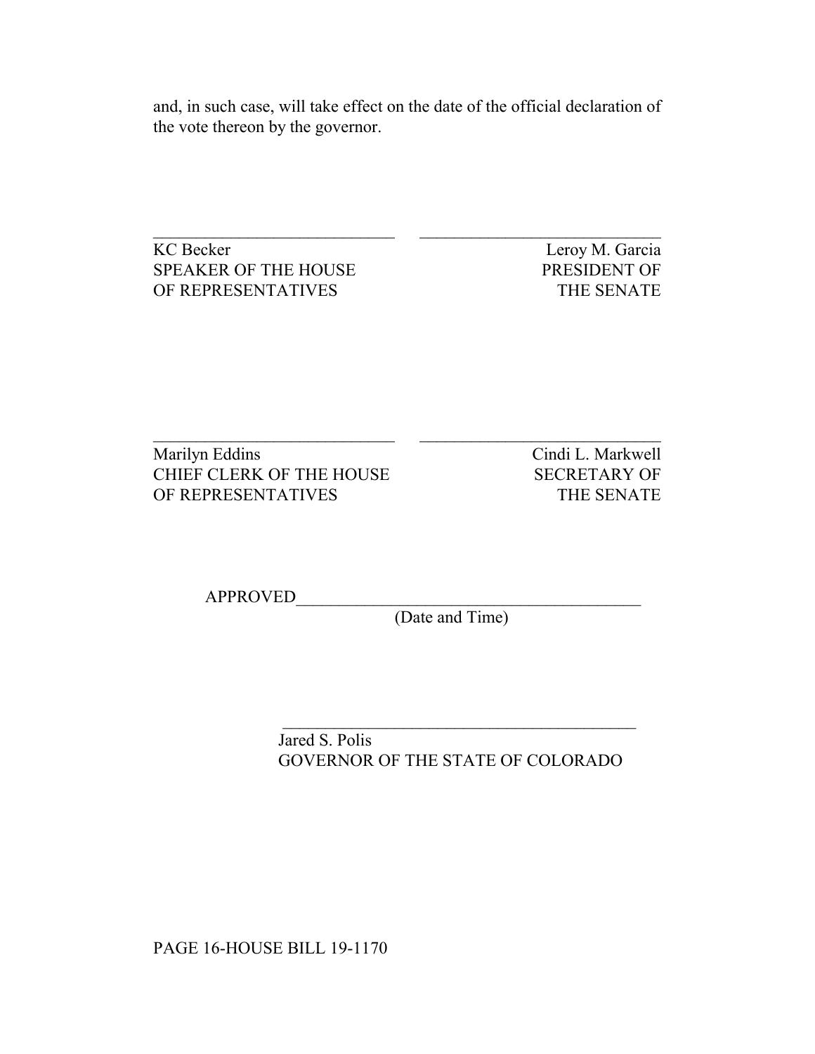and, in such case, will take effect on the date of the official declaration of the vote thereon by the governor.

____________________________  ____________________________
KC Becker  Leroy M. Garcia
SPEAKER OF THE HOUSE  PRESIDENT OF
OF REPRESENTATIVES  THE SENATE

____________________________  ____________________________
Marilyn Eddins  Cindi L. Markwell
CHIEF CLERK OF THE HOUSE  SECRETARY OF
OF REPRESENTATIVES  THE SENATE

APPROVED________________________________________
(Date and Time)

_________________________________________
Jared S. Polis
GOVERNOR OF THE STATE OF COLORADO

PAGE 16-HOUSE BILL 19-1170